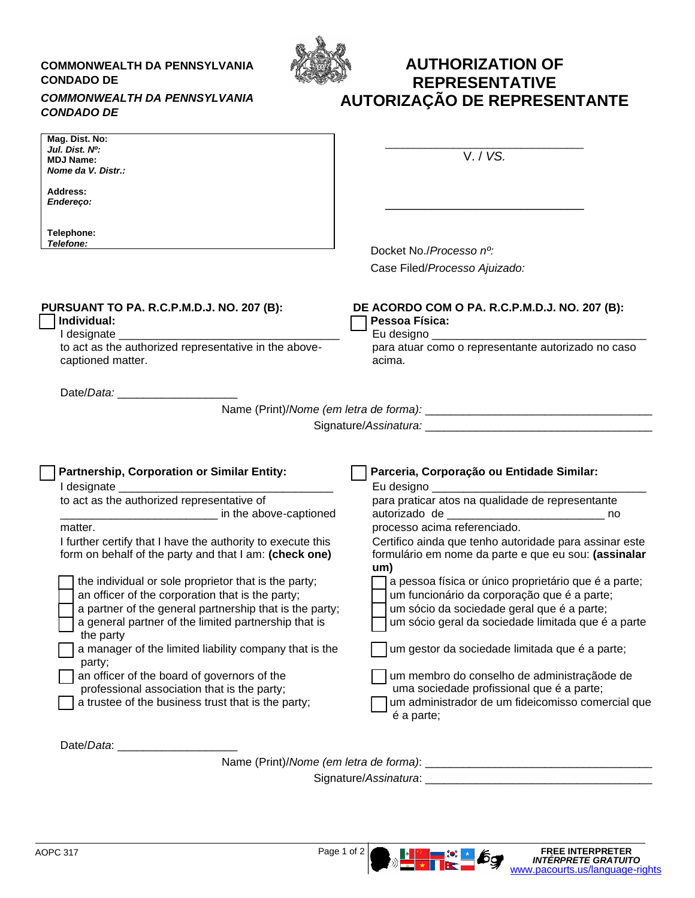**COMMONWEALTH DA PENNSYLVANIA**
**CONDADO DE**

***COMMONWEALTH DA PENNSYLVANIA***
***CONDADO DE***

# AUTHORIZATION OF REPRESENTATIVE
# AUTORIZAÇÃO DE REPRESENTANTE

**Mag. Dist. No:**
***Jul. Dist. Nº:***
**MDJ Name:**
***Nome da V. Distr.:***

**Address:**
***Endereço:***

**Telephone:**
***Telefone:***

_______________________________
V. / *VS.*
_______________________________

Docket No./*Processo nº:*
Case Filed/*Processo Ajuizado:*

**PURSUANT TO PA. R.C.P.M.D.J. NO. 207 (B):**

☐ **Individual:**
I designate ___________________________________
to act as the authorized representative in the above-captioned matter.

**DE ACORDO COM O PA. R.C.P.M.D.J. NO. 207 (B):**

☐ **Pessoa Física:**
Eu designo __________________________________
para atuar como o representante autorizado no caso acima.

Date/*Data:* ___________________

Name (Print)/*Nome (em letra de forma):* ____________________________________

Signature/*Assinatura:* ____________________________________

☐ **Partnership, Corporation or Similar Entity:**
I designate ___________________________________
to act as the authorized representative of _________________________ in the above-captioned matter.
I further certify that I have the authority to execute this form on behalf of the party and that I am: **(check one)**

- ☐ the individual or sole proprietor that is the party;
- ☐ an officer of the corporation that is the party;
- ☐ a partner of the general partnership that is the party;
- ☐ a general partner of the limited partnership that is the party
- ☐ a manager of the limited liability company that is the party;
- ☐ an officer of the board of governors of the professional association that is the party;
- ☐ a trustee of the business trust that is the party;

☐ **Parceria, Corporação ou Entidade Similar:**
Eu designo __________________________________
para praticar atos na qualidade de representante autorizado de _________________________ no processo acima referenciado.
Certifico ainda que tenho autoridade para assinar este formulário em nome da parte e que eu sou: **(assinalar um)**

- ☐ a pessoa física or único proprietário que é a parte;
- ☐ um funcionário da corporação que é a parte;
- ☐ um sócio da sociedade geral que é a parte;
- ☐ um sócio geral da sociedade limitada que é a parte
- ☐ um gestor da sociedade limitada que é a parte;
- ☐ um membro do conselho de administraçãode de uma sociedade profissional que é a parte;
- ☐ um administrador de um fideicomisso comercial que é a parte;

Date/*Data*: ___________________

Name (Print)/*Nome (em letra de forma)*: ____________________________________

Signature/*Assinatura*: ____________________________________

AOPC 317

**FREE INTERPRETER**
***INTÉRPRETE GRATUITO***
www.pacourts.us/language-rights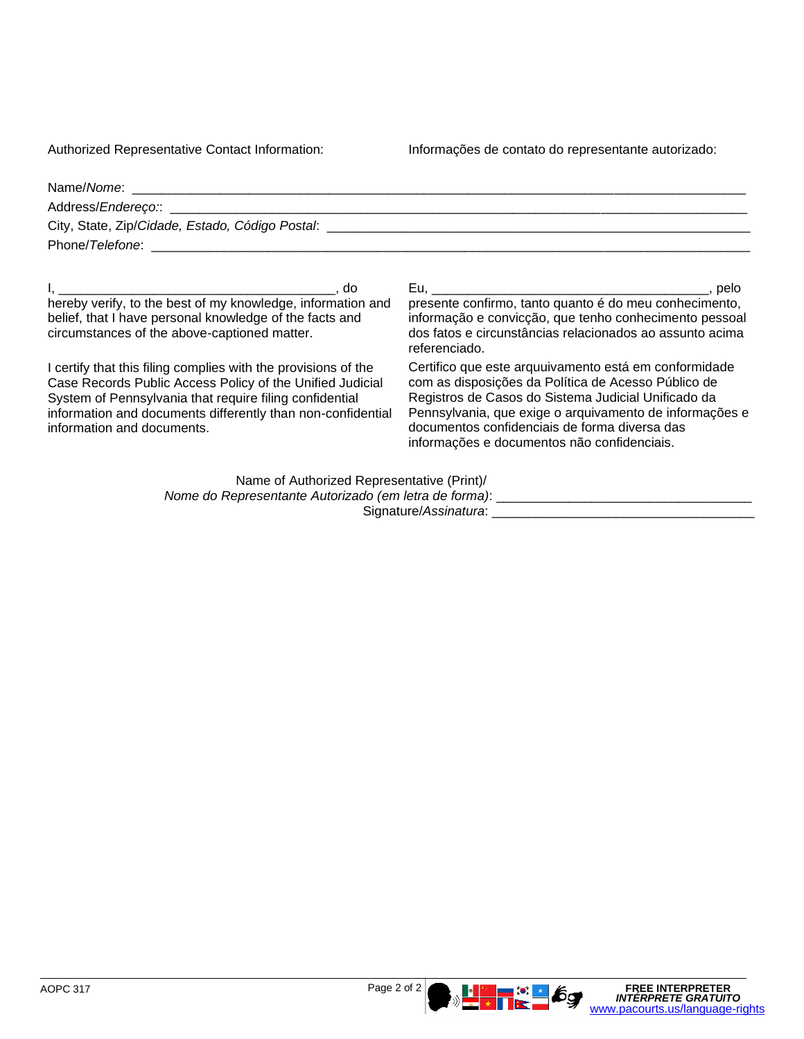Authorized Representative Contact Information:

*Informações de contato do representante autorizado:*

Name/*Nome*: ______________________________________________________________________________

Address/*Endereço*:: ___________________________________________________________________________

City, State, Zip/*Cidade, Estado, Código Postal*: ________________________________________________________

Phone/*Telefone*: _____________________________________________________________________________

I, ______________________________________, do hereby verify, to the best of my knowledge, information and belief, that I have personal knowledge of the facts and circumstances of the above-captioned matter.

Eu, ______________________________________, pelo presente confirmo, tanto quanto é do meu conhecimento, informação e convicção, que tenho conhecimento pessoal dos fatos e circunstâncias relacionados ao assunto acima referenciado.

I certify that this filing complies with the provisions of the Case Records Public Access Policy of the Unified Judicial System of Pennsylvania that require filing confidential information and documents differently than non-confidential information and documents.

Certifico que este arquivamento está em conformidade com as disposições da Política de Acesso Público de Registros de Casos do Sistema Judicial Unificado da Pennsylvania, que exige o arquivamento de informações e documentos confidenciais de forma diversa das informações e documentos não confidenciais.

Name of Authorized Representative (Print)/
*Nome do Representante Autorizado (em letra de forma)*: __________________________________

Signature/*Assinatura*: ___________________________________

AOPC 317

**FREE INTERPRETER**
***INTÉRPRETE GRATUITO***
www.pacourts.us/language-rights